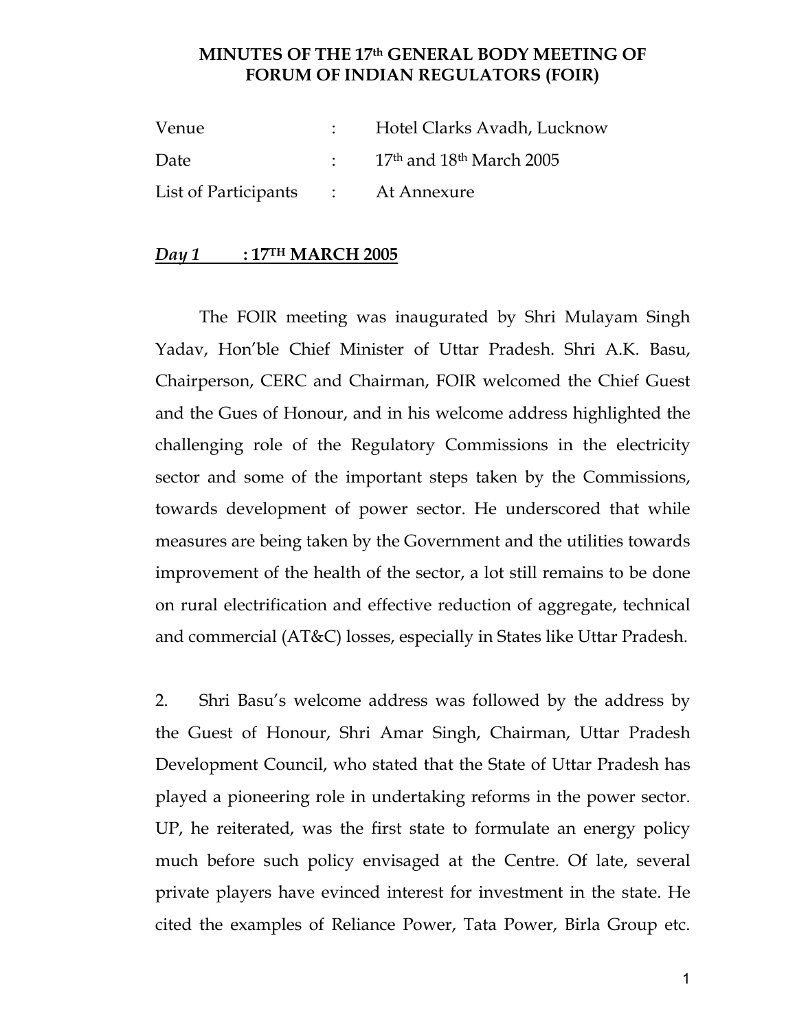# MINUTES OF THE 17th GENERAL BODY MEETING OF FORUM OF INDIAN REGULATORS (FOIR)

| | | |
|---|---|---|
| Venue | : | Hotel Clarks Avadh, Lucknow |
| Date | : | 17th and 18th March 2005 |
| List of Participants | : | At Annexure |

***Day 1*** **: 17TH MARCH 2005**

The FOIR meeting was inaugurated by Shri Mulayam Singh Yadav, Hon'ble Chief Minister of Uttar Pradesh. Shri A.K. Basu, Chairperson, CERC and Chairman, FOIR welcomed the Chief Guest and the Gues of Honour, and in his welcome address highlighted the challenging role of the Regulatory Commissions in the electricity sector and some of the important steps taken by the Commissions, towards development of power sector. He underscored that while measures are being taken by the Government and the utilities towards improvement of the health of the sector, a lot still remains to be done on rural electrification and effective reduction of aggregate, technical and commercial (AT&C) losses, especially in States like Uttar Pradesh.

2. Shri Basu's welcome address was followed by the address by the Guest of Honour, Shri Amar Singh, Chairman, Uttar Pradesh Development Council, who stated that the State of Uttar Pradesh has played a pioneering role in undertaking reforms in the power sector. UP, he reiterated, was the first state to formulate an energy policy much before such policy envisaged at the Centre. Of late, several private players have evinced interest for investment in the state. He cited the examples of Reliance Power, Tata Power, Birla Group etc.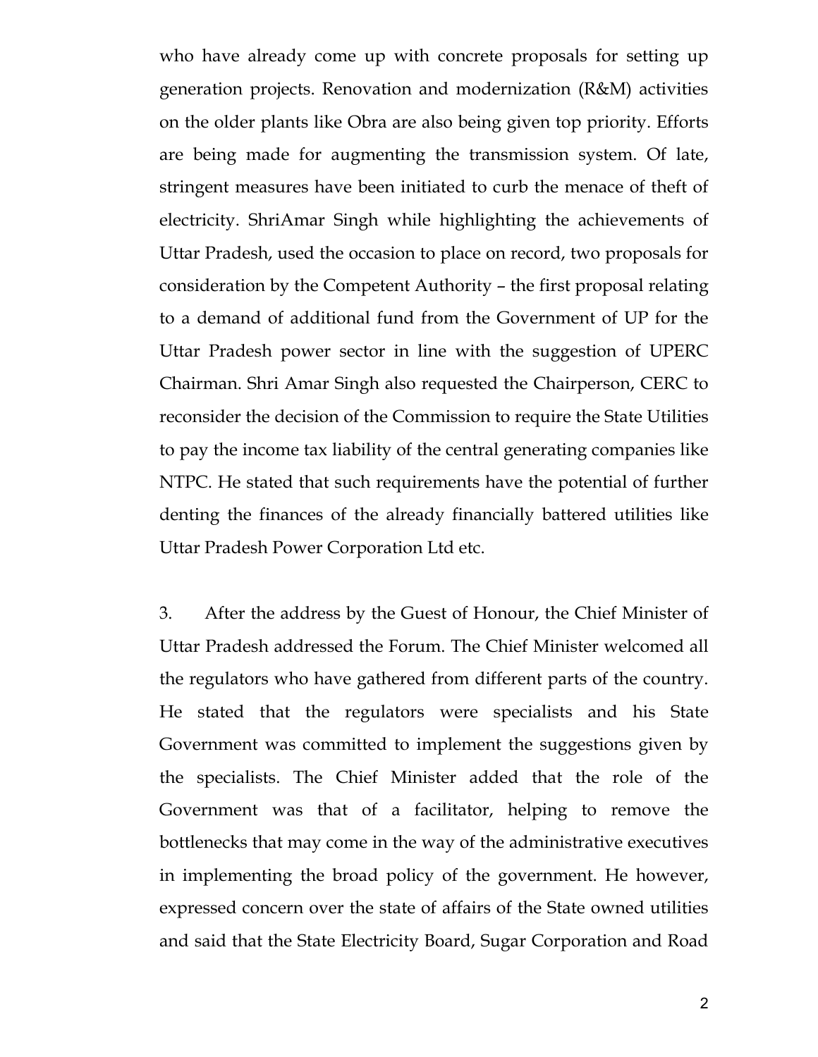who have already come up with concrete proposals for setting up generation projects. Renovation and modernization (R&M) activities on the older plants like Obra are also being given top priority. Efforts are being made for augmenting the transmission system. Of late, stringent measures have been initiated to curb the menace of theft of electricity. ShriAmar Singh while highlighting the achievements of Uttar Pradesh, used the occasion to place on record, two proposals for consideration by the Competent Authority – the first proposal relating to a demand of additional fund from the Government of UP for the Uttar Pradesh power sector in line with the suggestion of UPERC Chairman. Shri Amar Singh also requested the Chairperson, CERC to reconsider the decision of the Commission to require the State Utilities to pay the income tax liability of the central generating companies like NTPC. He stated that such requirements have the potential of further denting the finances of the already financially battered utilities like Uttar Pradesh Power Corporation Ltd etc.

3. After the address by the Guest of Honour, the Chief Minister of Uttar Pradesh addressed the Forum. The Chief Minister welcomed all the regulators who have gathered from different parts of the country. He stated that the regulators were specialists and his State Government was committed to implement the suggestions given by the specialists. The Chief Minister added that the role of the Government was that of a facilitator, helping to remove the bottlenecks that may come in the way of the administrative executives in implementing the broad policy of the government. He however, expressed concern over the state of affairs of the State owned utilities and said that the State Electricity Board, Sugar Corporation and Road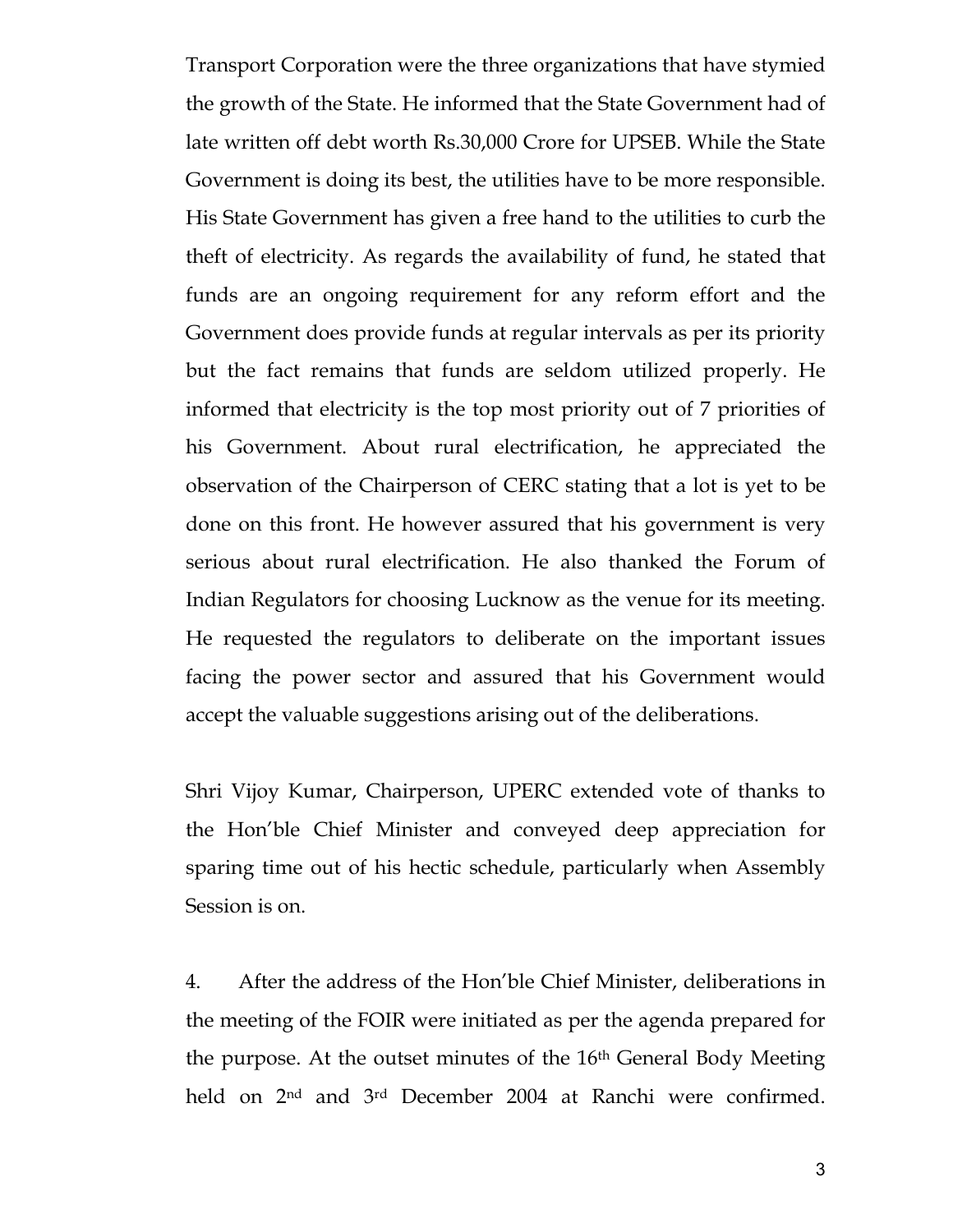Transport Corporation were the three organizations that have stymied the growth of the State. He informed that the State Government had of late written off debt worth Rs.30,000 Crore for UPSEB. While the State Government is doing its best, the utilities have to be more responsible. His State Government has given a free hand to the utilities to curb the theft of electricity. As regards the availability of fund, he stated that funds are an ongoing requirement for any reform effort and the Government does provide funds at regular intervals as per its priority but the fact remains that funds are seldom utilized properly. He informed that electricity is the top most priority out of 7 priorities of his Government. About rural electrification, he appreciated the observation of the Chairperson of CERC stating that a lot is yet to be done on this front. He however assured that his government is very serious about rural electrification. He also thanked the Forum of Indian Regulators for choosing Lucknow as the venue for its meeting. He requested the regulators to deliberate on the important issues facing the power sector and assured that his Government would accept the valuable suggestions arising out of the deliberations.

Shri Vijoy Kumar, Chairperson, UPERC extended vote of thanks to the Hon'ble Chief Minister and conveyed deep appreciation for sparing time out of his hectic schedule, particularly when Assembly Session is on.

4. After the address of the Hon'ble Chief Minister, deliberations in the meeting of the FOIR were initiated as per the agenda prepared for the purpose. At the outset minutes of the 16th General Body Meeting held on 2nd and 3rd December 2004 at Ranchi were confirmed.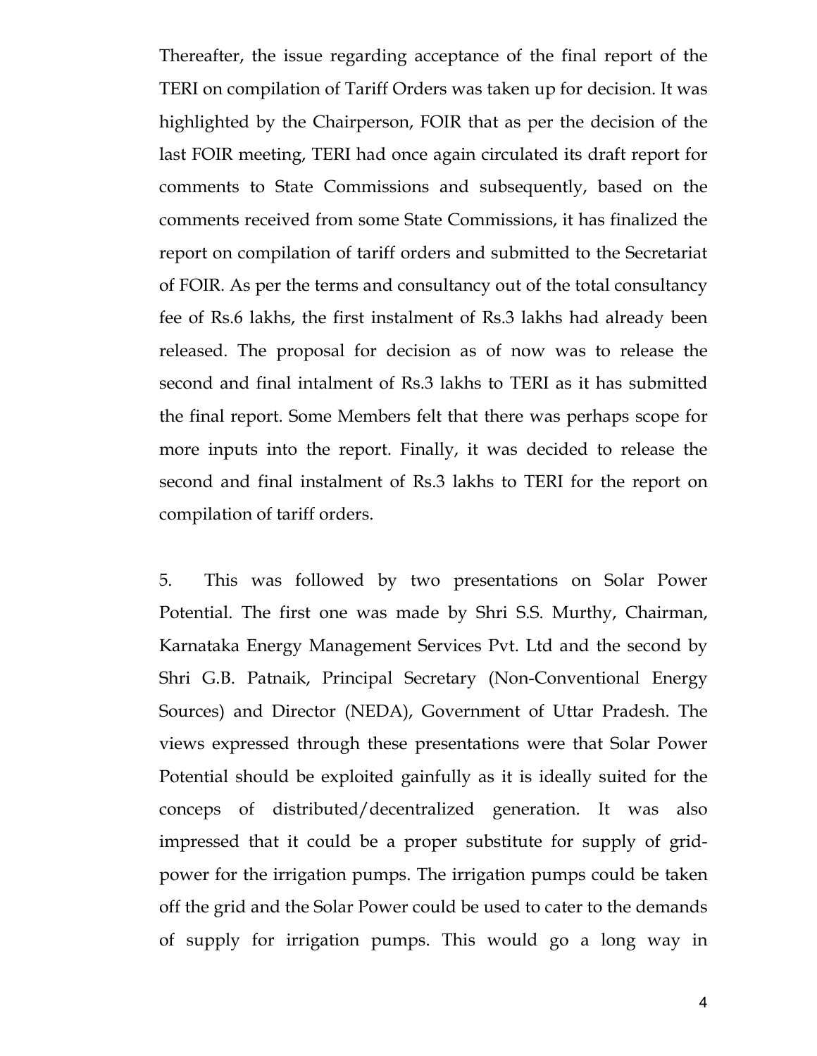Thereafter, the issue regarding acceptance of the final report of the TERI on compilation of Tariff Orders was taken up for decision. It was highlighted by the Chairperson, FOIR that as per the decision of the last FOIR meeting, TERI had once again circulated its draft report for comments to State Commissions and subsequently, based on the comments received from some State Commissions, it has finalized the report on compilation of tariff orders and submitted to the Secretariat of FOIR. As per the terms and consultancy out of the total consultancy fee of Rs.6 lakhs, the first instalment of Rs.3 lakhs had already been released. The proposal for decision as of now was to release the second and final intalment of Rs.3 lakhs to TERI as it has submitted the final report. Some Members felt that there was perhaps scope for more inputs into the report. Finally, it was decided to release the second and final instalment of Rs.3 lakhs to TERI for the report on compilation of tariff orders.

5. This was followed by two presentations on Solar Power Potential. The first one was made by Shri S.S. Murthy, Chairman, Karnataka Energy Management Services Pvt. Ltd and the second by Shri G.B. Patnaik, Principal Secretary (Non-Conventional Energy Sources) and Director (NEDA), Government of Uttar Pradesh. The views expressed through these presentations were that Solar Power Potential should be exploited gainfully as it is ideally suited for the conceps of distributed/decentralized generation. It was also impressed that it could be a proper substitute for supply of grid-power for the irrigation pumps. The irrigation pumps could be taken off the grid and the Solar Power could be used to cater to the demands of supply for irrigation pumps. This would go a long way in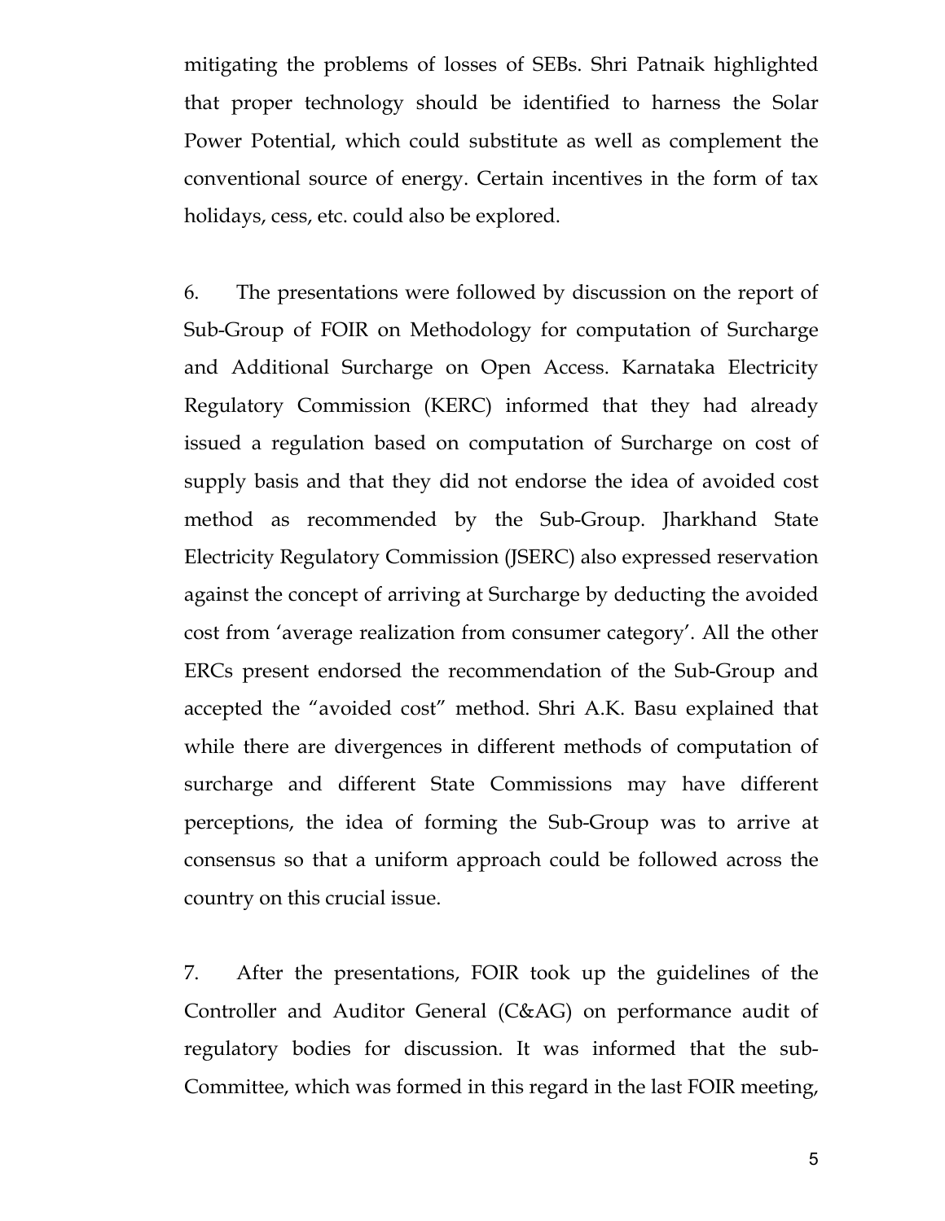mitigating the problems of losses of SEBs. Shri Patnaik highlighted that proper technology should be identified to harness the Solar Power Potential, which could substitute as well as complement the conventional source of energy. Certain incentives in the form of tax holidays, cess, etc. could also be explored.

6. The presentations were followed by discussion on the report of Sub-Group of FOIR on Methodology for computation of Surcharge and Additional Surcharge on Open Access. Karnataka Electricity Regulatory Commission (KERC) informed that they had already issued a regulation based on computation of Surcharge on cost of supply basis and that they did not endorse the idea of avoided cost method as recommended by the Sub-Group. Jharkhand State Electricity Regulatory Commission (JSERC) also expressed reservation against the concept of arriving at Surcharge by deducting the avoided cost from 'average realization from consumer category'. All the other ERCs present endorsed the recommendation of the Sub-Group and accepted the "avoided cost" method. Shri A.K. Basu explained that while there are divergences in different methods of computation of surcharge and different State Commissions may have different perceptions, the idea of forming the Sub-Group was to arrive at consensus so that a uniform approach could be followed across the country on this crucial issue.

7. After the presentations, FOIR took up the guidelines of the Controller and Auditor General (C&AG) on performance audit of regulatory bodies for discussion. It was informed that the sub-Committee, which was formed in this regard in the last FOIR meeting,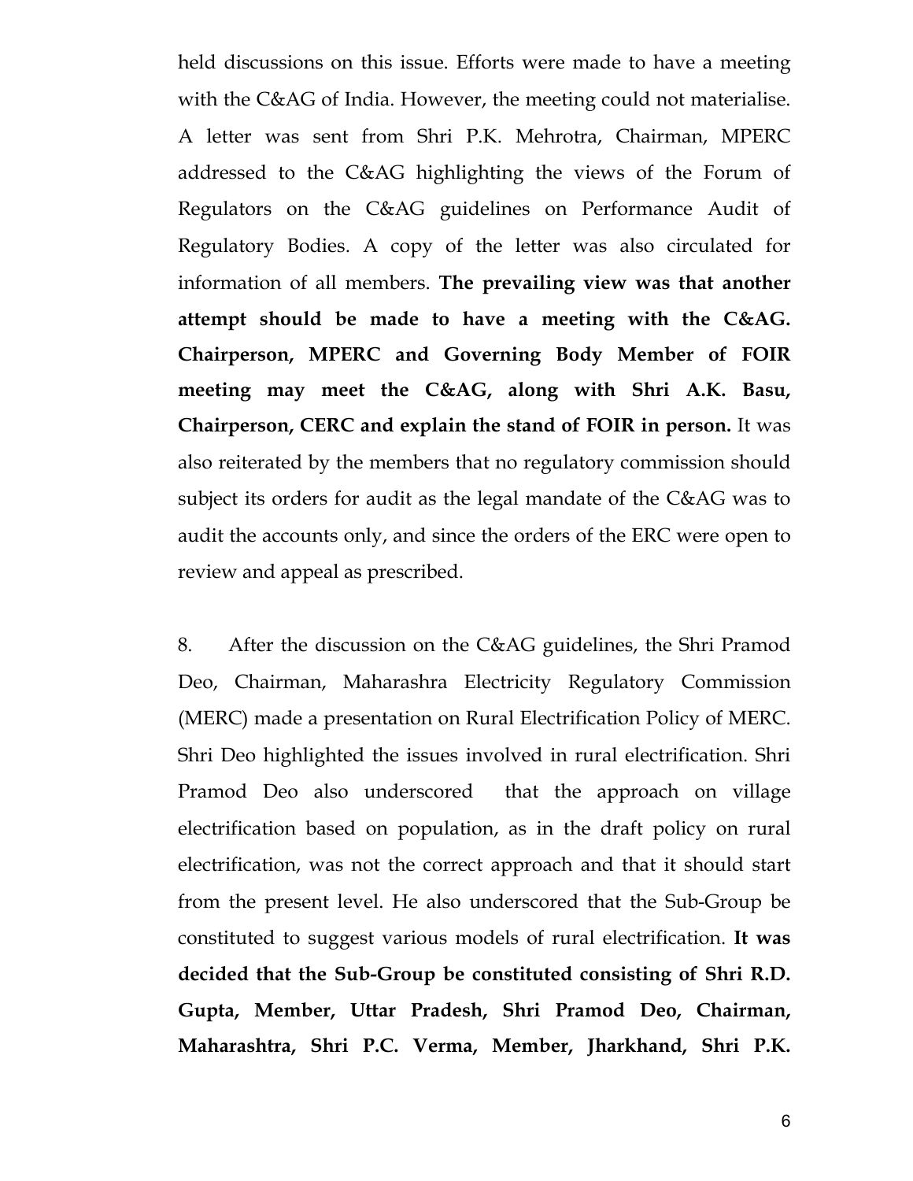held discussions on this issue. Efforts were made to have a meeting with the C&AG of India. However, the meeting could not materialise. A letter was sent from Shri P.K. Mehrotra, Chairman, MPERC addressed to the C&AG highlighting the views of the Forum of Regulators on the C&AG guidelines on Performance Audit of Regulatory Bodies. A copy of the letter was also circulated for information of all members. **The prevailing view was that another attempt should be made to have a meeting with the C&AG. Chairperson, MPERC and Governing Body Member of FOIR meeting may meet the C&AG, along with Shri A.K. Basu, Chairperson, CERC and explain the stand of FOIR in person.** It was also reiterated by the members that no regulatory commission should subject its orders for audit as the legal mandate of the C&AG was to audit the accounts only, and since the orders of the ERC were open to review and appeal as prescribed.

8. After the discussion on the C&AG guidelines, the Shri Pramod Deo, Chairman, Maharashra Electricity Regulatory Commission (MERC) made a presentation on Rural Electrification Policy of MERC. Shri Deo highlighted the issues involved in rural electrification. Shri Pramod Deo also underscored that the approach on village electrification based on population, as in the draft policy on rural electrification, was not the correct approach and that it should start from the present level. He also underscored that the Sub-Group be constituted to suggest various models of rural electrification. **It was decided that the Sub-Group be constituted consisting of Shri R.D. Gupta, Member, Uttar Pradesh, Shri Pramod Deo, Chairman, Maharashtra, Shri P.C. Verma, Member, Jharkhand, Shri P.K.**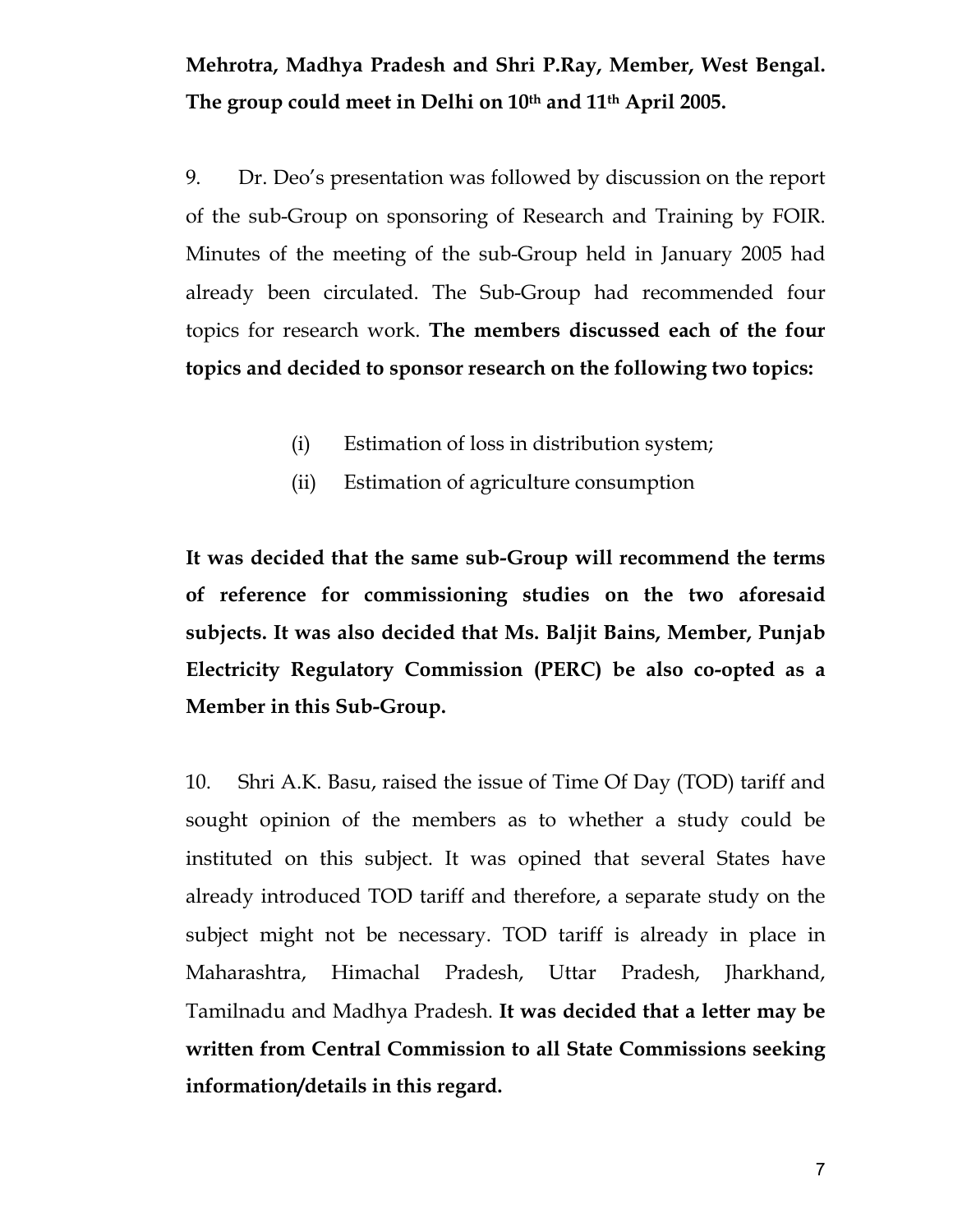**Mehrotra, Madhya Pradesh and Shri P.Ray, Member, West Bengal. The group could meet in Delhi on 10th and 11th April 2005.**

9. Dr. Deo's presentation was followed by discussion on the report of the sub-Group on sponsoring of Research and Training by FOIR. Minutes of the meeting of the sub-Group held in January 2005 had already been circulated. The Sub-Group had recommended four topics for research work. **The members discussed each of the four topics and decided to sponsor research on the following two topics:**

(i) Estimation of loss in distribution system;

(ii) Estimation of agriculture consumption

**It was decided that the same sub-Group will recommend the terms of reference for commissioning studies on the two aforesaid subjects. It was also decided that Ms. Baljit Bains, Member, Punjab Electricity Regulatory Commission (PERC) be also co-opted as a Member in this Sub-Group.**

10. Shri A.K. Basu, raised the issue of Time Of Day (TOD) tariff and sought opinion of the members as to whether a study could be instituted on this subject. It was opined that several States have already introduced TOD tariff and therefore, a separate study on the subject might not be necessary. TOD tariff is already in place in Maharashtra, Himachal Pradesh, Uttar Pradesh, Jharkhand, Tamilnadu and Madhya Pradesh. **It was decided that a letter may be written from Central Commission to all State Commissions seeking information/details in this regard.**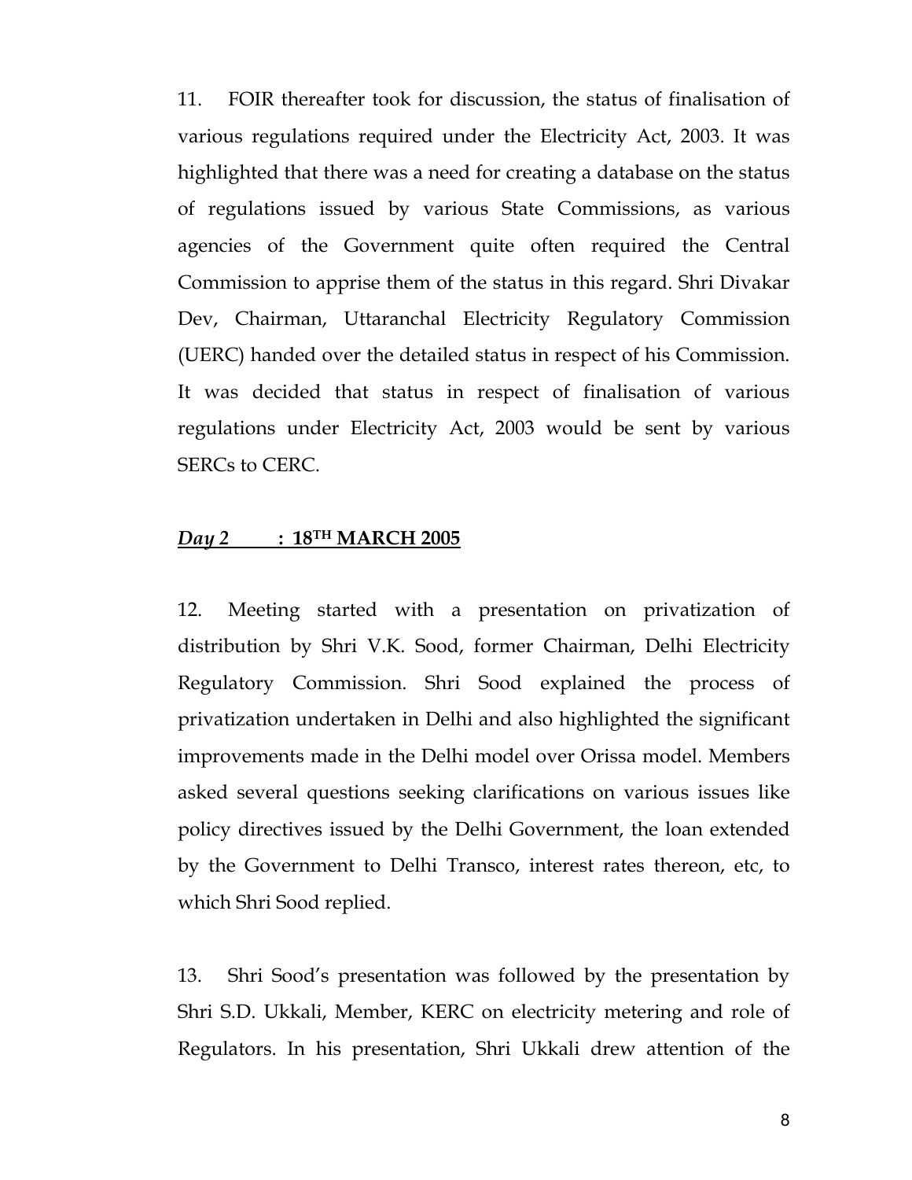11. FOIR thereafter took for discussion, the status of finalisation of various regulations required under the Electricity Act, 2003. It was highlighted that there was a need for creating a database on the status of regulations issued by various State Commissions, as various agencies of the Government quite often required the Central Commission to apprise them of the status in this regard. Shri Divakar Dev, Chairman, Uttaranchal Electricity Regulatory Commission (UERC) handed over the detailed status in respect of his Commission. It was decided that status in respect of finalisation of various regulations under Electricity Act, 2003 would be sent by various SERCs to CERC.

***Day 2*** **: 18TH MARCH 2005**

12. Meeting started with a presentation on privatization of distribution by Shri V.K. Sood, former Chairman, Delhi Electricity Regulatory Commission. Shri Sood explained the process of privatization undertaken in Delhi and also highlighted the significant improvements made in the Delhi model over Orissa model. Members asked several questions seeking clarifications on various issues like policy directives issued by the Delhi Government, the loan extended by the Government to Delhi Transco, interest rates thereon, etc, to which Shri Sood replied.

13. Shri Sood's presentation was followed by the presentation by Shri S.D. Ukkali, Member, KERC on electricity metering and role of Regulators. In his presentation, Shri Ukkali drew attention of the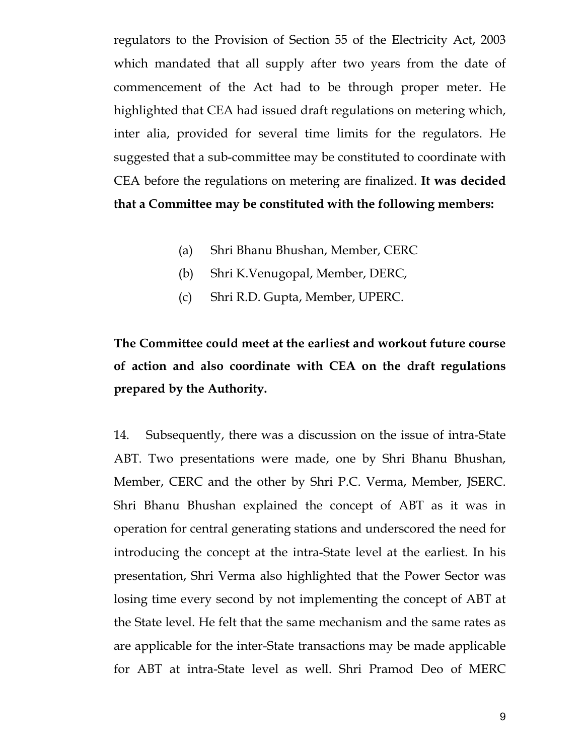regulators to the Provision of Section 55 of the Electricity Act, 2003 which mandated that all supply after two years from the date of commencement of the Act had to be through proper meter. He highlighted that CEA had issued draft regulations on metering which, inter alia, provided for several time limits for the regulators. He suggested that a sub-committee may be constituted to coordinate with CEA before the regulations on metering are finalized. **It was decided that a Committee may be constituted with the following members:**

(a) Shri Bhanu Bhushan, Member, CERC
(b) Shri K.Venugopal, Member, DERC,
(c) Shri R.D. Gupta, Member, UPERC.

**The Committee could meet at the earliest and workout future course of action and also coordinate with CEA on the draft regulations prepared by the Authority.**

14. Subsequently, there was a discussion on the issue of intra-State ABT. Two presentations were made, one by Shri Bhanu Bhushan, Member, CERC and the other by Shri P.C. Verma, Member, JSERC. Shri Bhanu Bhushan explained the concept of ABT as it was in operation for central generating stations and underscored the need for introducing the concept at the intra-State level at the earliest. In his presentation, Shri Verma also highlighted that the Power Sector was losing time every second by not implementing the concept of ABT at the State level. He felt that the same mechanism and the same rates as are applicable for the inter-State transactions may be made applicable for ABT at intra-State level as well. Shri Pramod Deo of MERC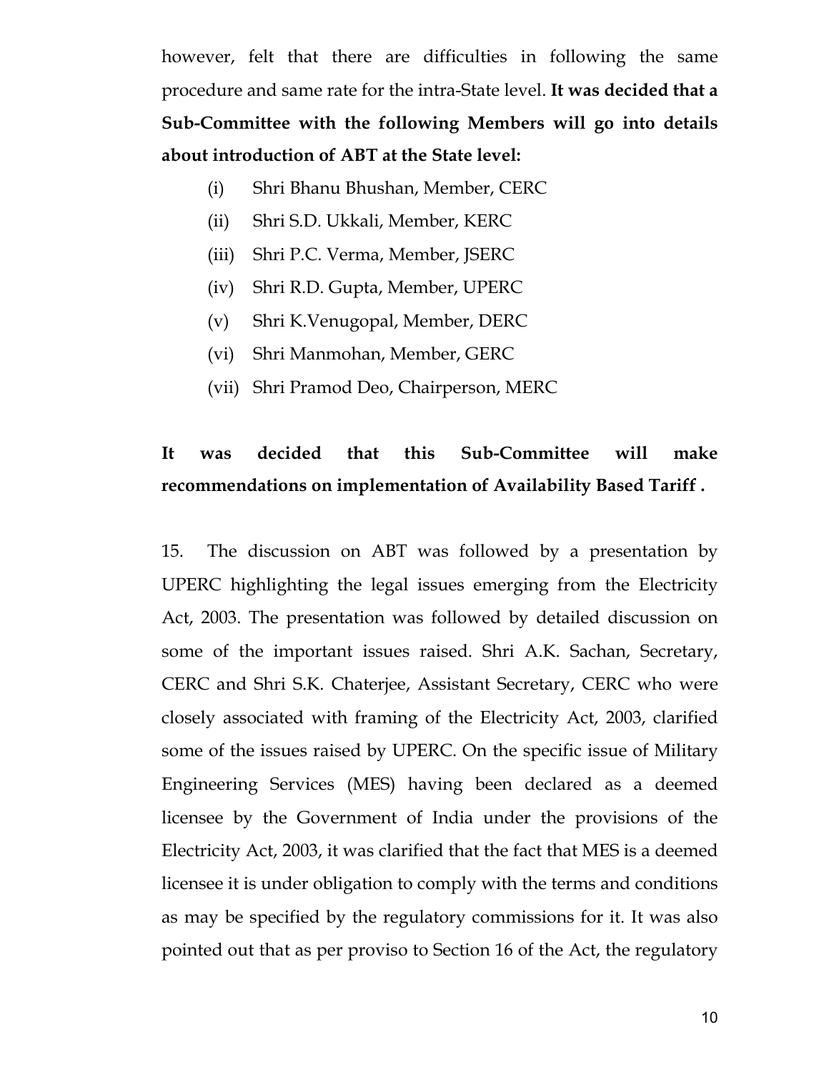however, felt that there are difficulties in following the same procedure and same rate for the intra-State level. **It was decided that a Sub-Committee with the following Members will go into details about introduction of ABT at the State level:**

(i) Shri Bhanu Bhushan, Member, CERC

(ii) Shri S.D. Ukkali, Member, KERC

(iii) Shri P.C. Verma, Member, JSERC

(iv) Shri R.D. Gupta, Member, UPERC

(v) Shri K.Venugopal, Member, DERC

(vi) Shri Manmohan, Member, GERC

(vii) Shri Pramod Deo, Chairperson, MERC

**It was decided that this Sub-Committee will make recommendations on implementation of Availability Based Tariff .**

15. The discussion on ABT was followed by a presentation by UPERC highlighting the legal issues emerging from the Electricity Act, 2003. The presentation was followed by detailed discussion on some of the important issues raised. Shri A.K. Sachan, Secretary, CERC and Shri S.K. Chaterjee, Assistant Secretary, CERC who were closely associated with framing of the Electricity Act, 2003, clarified some of the issues raised by UPERC. On the specific issue of Military Engineering Services (MES) having been declared as a deemed licensee by the Government of India under the provisions of the Electricity Act, 2003, it was clarified that the fact that MES is a deemed licensee it is under obligation to comply with the terms and conditions as may be specified by the regulatory commissions for it. It was also pointed out that as per proviso to Section 16 of the Act, the regulatory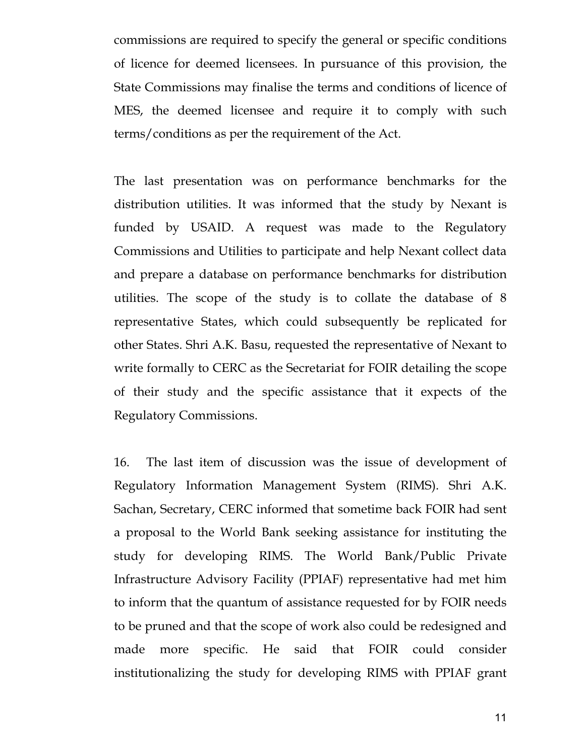commissions are required to specify the general or specific conditions of licence for deemed licensees. In pursuance of this provision, the State Commissions may finalise the terms and conditions of licence of MES, the deemed licensee and require it to comply with such terms/conditions as per the requirement of the Act.

The last presentation was on performance benchmarks for the distribution utilities. It was informed that the study by Nexant is funded by USAID. A request was made to the Regulatory Commissions and Utilities to participate and help Nexant collect data and prepare a database on performance benchmarks for distribution utilities. The scope of the study is to collate the database of 8 representative States, which could subsequently be replicated for other States. Shri A.K. Basu, requested the representative of Nexant to write formally to CERC as the Secretariat for FOIR detailing the scope of their study and the specific assistance that it expects of the Regulatory Commissions.

16. The last item of discussion was the issue of development of Regulatory Information Management System (RIMS). Shri A.K. Sachan, Secretary, CERC informed that sometime back FOIR had sent a proposal to the World Bank seeking assistance for instituting the study for developing RIMS. The World Bank/Public Private Infrastructure Advisory Facility (PPIAF) representative had met him to inform that the quantum of assistance requested for by FOIR needs to be pruned and that the scope of work also could be redesigned and made more specific. He said that FOIR could consider institutionalizing the study for developing RIMS with PPIAF grant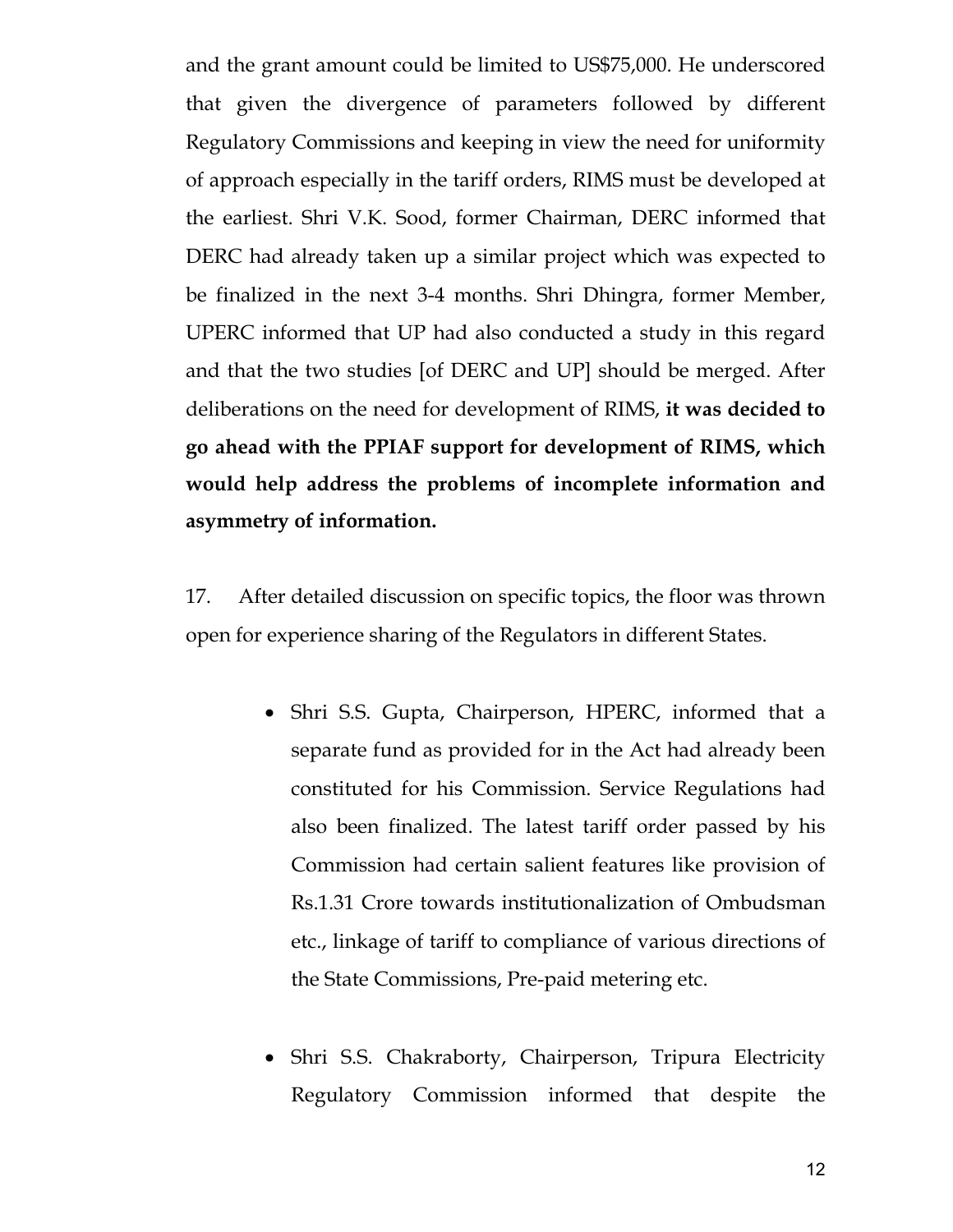and the grant amount could be limited to US$75,000. He underscored that given the divergence of parameters followed by different Regulatory Commissions and keeping in view the need for uniformity of approach especially in the tariff orders, RIMS must be developed at the earliest. Shri V.K. Sood, former Chairman, DERC informed that DERC had already taken up a similar project which was expected to be finalized in the next 3-4 months. Shri Dhingra, former Member, UPERC informed that UP had also conducted a study in this regard and that the two studies [of DERC and UP] should be merged. After deliberations on the need for development of RIMS, **it was decided to go ahead with the PPIAF support for development of RIMS, which would help address the problems of incomplete information and asymmetry of information.**

17. After detailed discussion on specific topics, the floor was thrown open for experience sharing of the Regulators in different States.

- Shri S.S. Gupta, Chairperson, HPERC, informed that a separate fund as provided for in the Act had already been constituted for his Commission. Service Regulations had also been finalized. The latest tariff order passed by his Commission had certain salient features like provision of Rs.1.31 Crore towards institutionalization of Ombudsman etc., linkage of tariff to compliance of various directions of the State Commissions, Pre-paid metering etc.

- Shri S.S. Chakraborty, Chairperson, Tripura Electricity Regulatory Commission informed that despite the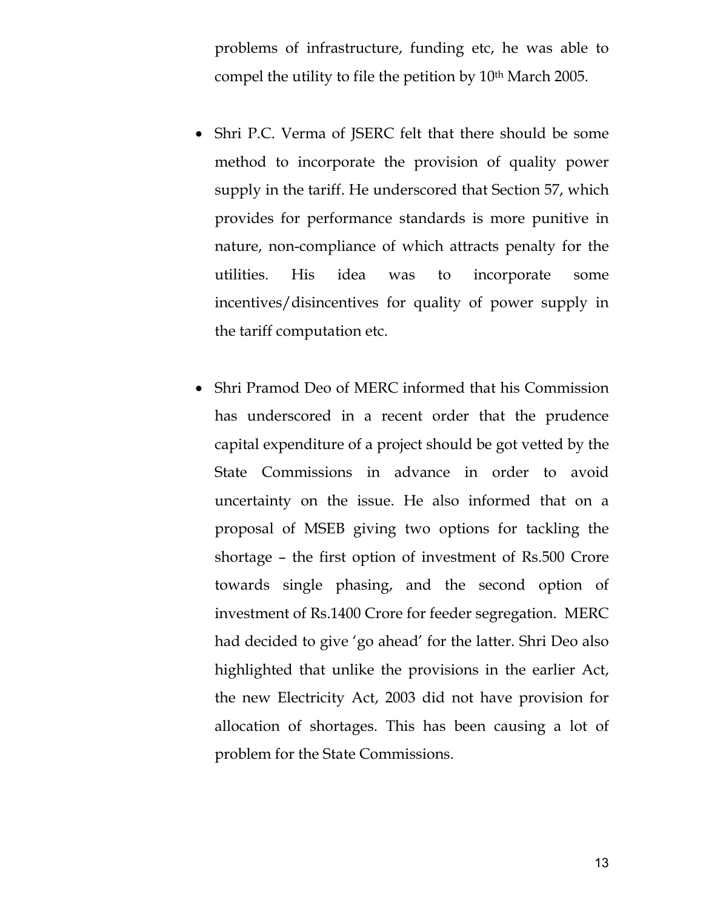problems of infrastructure, funding etc, he was able to compel the utility to file the petition by 10th March 2005.

- Shri P.C. Verma of JSERC felt that there should be some method to incorporate the provision of quality power supply in the tariff. He underscored that Section 57, which provides for performance standards is more punitive in nature, non-compliance of which attracts penalty for the utilities. His idea was to incorporate some incentives/disincentives for quality of power supply in the tariff computation etc.

- Shri Pramod Deo of MERC informed that his Commission has underscored in a recent order that the prudence capital expenditure of a project should be got vetted by the State Commissions in advance in order to avoid uncertainty on the issue. He also informed that on a proposal of MSEB giving two options for tackling the shortage – the first option of investment of Rs.500 Crore towards single phasing, and the second option of investment of Rs.1400 Crore for feeder segregation. MERC had decided to give 'go ahead' for the latter. Shri Deo also highlighted that unlike the provisions in the earlier Act, the new Electricity Act, 2003 did not have provision for allocation of shortages. This has been causing a lot of problem for the State Commissions.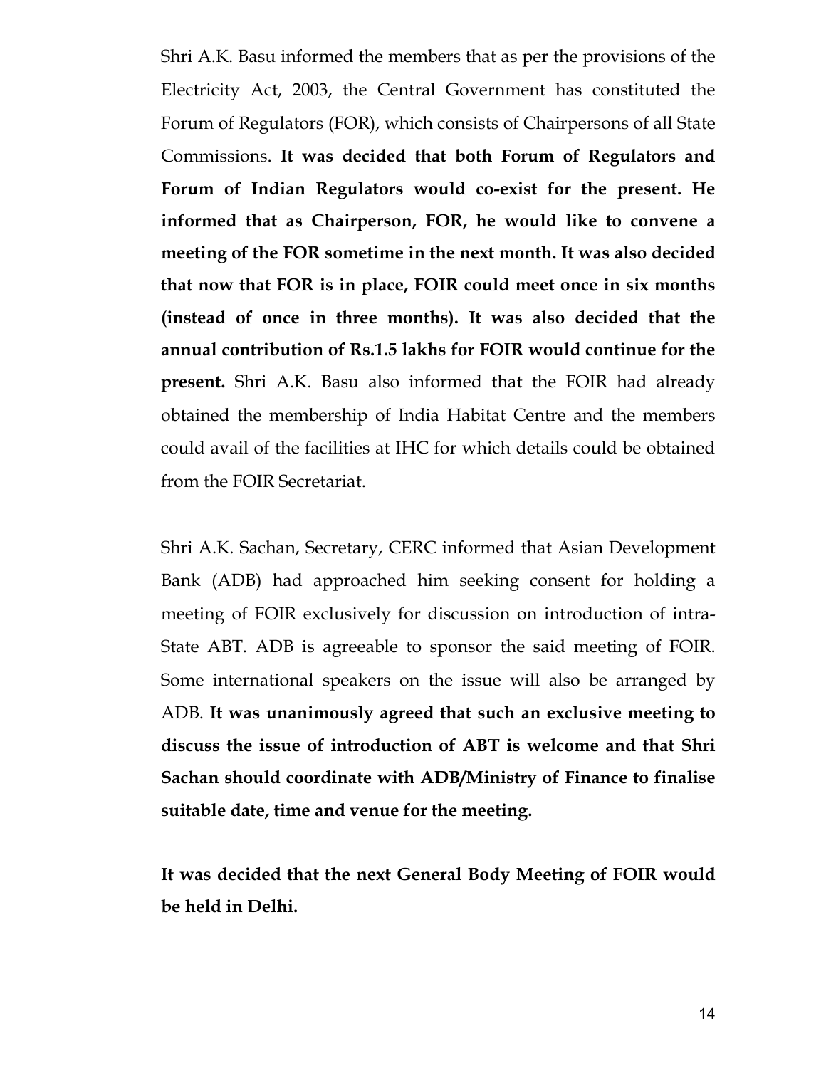Shri A.K. Basu informed the members that as per the provisions of the Electricity Act, 2003, the Central Government has constituted the Forum of Regulators (FOR), which consists of Chairpersons of all State Commissions. **It was decided that both Forum of Regulators and Forum of Indian Regulators would co-exist for the present. He informed that as Chairperson, FOR, he would like to convene a meeting of the FOR sometime in the next month. It was also decided that now that FOR is in place, FOIR could meet once in six months (instead of once in three months). It was also decided that the annual contribution of Rs.1.5 lakhs for FOIR would continue for the present.** Shri A.K. Basu also informed that the FOIR had already obtained the membership of India Habitat Centre and the members could avail of the facilities at IHC for which details could be obtained from the FOIR Secretariat.

Shri A.K. Sachan, Secretary, CERC informed that Asian Development Bank (ADB) had approached him seeking consent for holding a meeting of FOIR exclusively for discussion on introduction of intra-State ABT. ADB is agreeable to sponsor the said meeting of FOIR. Some international speakers on the issue will also be arranged by ADB. **It was unanimously agreed that such an exclusive meeting to discuss the issue of introduction of ABT is welcome and that Shri Sachan should coordinate with ADB/Ministry of Finance to finalise suitable date, time and venue for the meeting.**

**It was decided that the next General Body Meeting of FOIR would be held in Delhi.**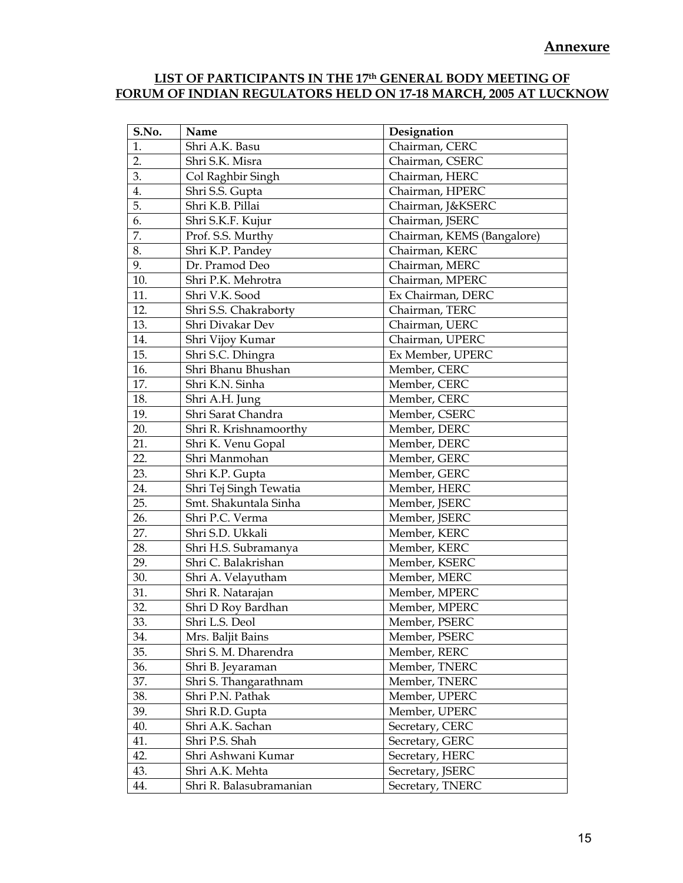**Annexure**

## LIST OF PARTICIPANTS IN THE 17th GENERAL BODY MEETING OF FORUM OF INDIAN REGULATORS HELD ON 17-18 MARCH, 2005 AT LUCKNOW

| S.No. | Name | Designation |
|---|---|---|
| 1. | Shri A.K. Basu | Chairman, CERC |
| 2. | Shri S.K. Misra | Chairman, CSERC |
| 3. | Col Raghbir Singh | Chairman, HERC |
| 4. | Shri S.S. Gupta | Chairman, HPERC |
| 5. | Shri K.B. Pillai | Chairman, J&KSERC |
| 6. | Shri S.K.F. Kujur | Chairman, JSERC |
| 7. | Prof. S.S. Murthy | Chairman, KEMS (Bangalore) |
| 8. | Shri K.P. Pandey | Chairman, KERC |
| 9. | Dr. Pramod Deo | Chairman, MERC |
| 10. | Shri P.K. Mehrotra | Chairman, MPERC |
| 11. | Shri V.K. Sood | Ex Chairman, DERC |
| 12. | Shri S.S. Chakraborty | Chairman, TERC |
| 13. | Shri Divakar Dev | Chairman, UERC |
| 14. | Shri Vijoy Kumar | Chairman, UPERC |
| 15. | Shri S.C. Dhingra | Ex Member, UPERC |
| 16. | Shri Bhanu Bhushan | Member, CERC |
| 17. | Shri K.N. Sinha | Member, CERC |
| 18. | Shri A.H. Jung | Member, CERC |
| 19. | Shri Sarat Chandra | Member, CSERC |
| 20. | Shri R. Krishnamoorthy | Member, DERC |
| 21. | Shri K. Venu Gopal | Member, DERC |
| 22. | Shri Manmohan | Member, GERC |
| 23. | Shri K.P. Gupta | Member, GERC |
| 24. | Shri Tej Singh Tewatia | Member, HERC |
| 25. | Smt. Shakuntala Sinha | Member, JSERC |
| 26. | Shri P.C. Verma | Member, JSERC |
| 27. | Shri S.D. Ukkali | Member, KERC |
| 28. | Shri H.S. Subramanya | Member, KERC |
| 29. | Shri C. Balakrishan | Member, KSERC |
| 30. | Shri A. Velayutham | Member, MERC |
| 31. | Shri R. Natarajan | Member, MPERC |
| 32. | Shri D Roy Bardhan | Member, MPERC |
| 33. | Shri L.S. Deol | Member, PSERC |
| 34. | Mrs. Baljit Bains | Member, PSERC |
| 35. | Shri S. M. Dharendra | Member, RERC |
| 36. | Shri B. Jeyaraman | Member, TNERC |
| 37. | Shri S. Thangarathnam | Member, TNERC |
| 38. | Shri P.N. Pathak | Member, UPERC |
| 39. | Shri R.D. Gupta | Member, UPERC |
| 40. | Shri A.K. Sachan | Secretary, CERC |
| 41. | Shri P.S. Shah | Secretary, GERC |
| 42. | Shri Ashwani Kumar | Secretary, HERC |
| 43. | Shri A.K. Mehta | Secretary, JSERC |
| 44. | Shri R. Balasubramanian | Secretary, TNERC |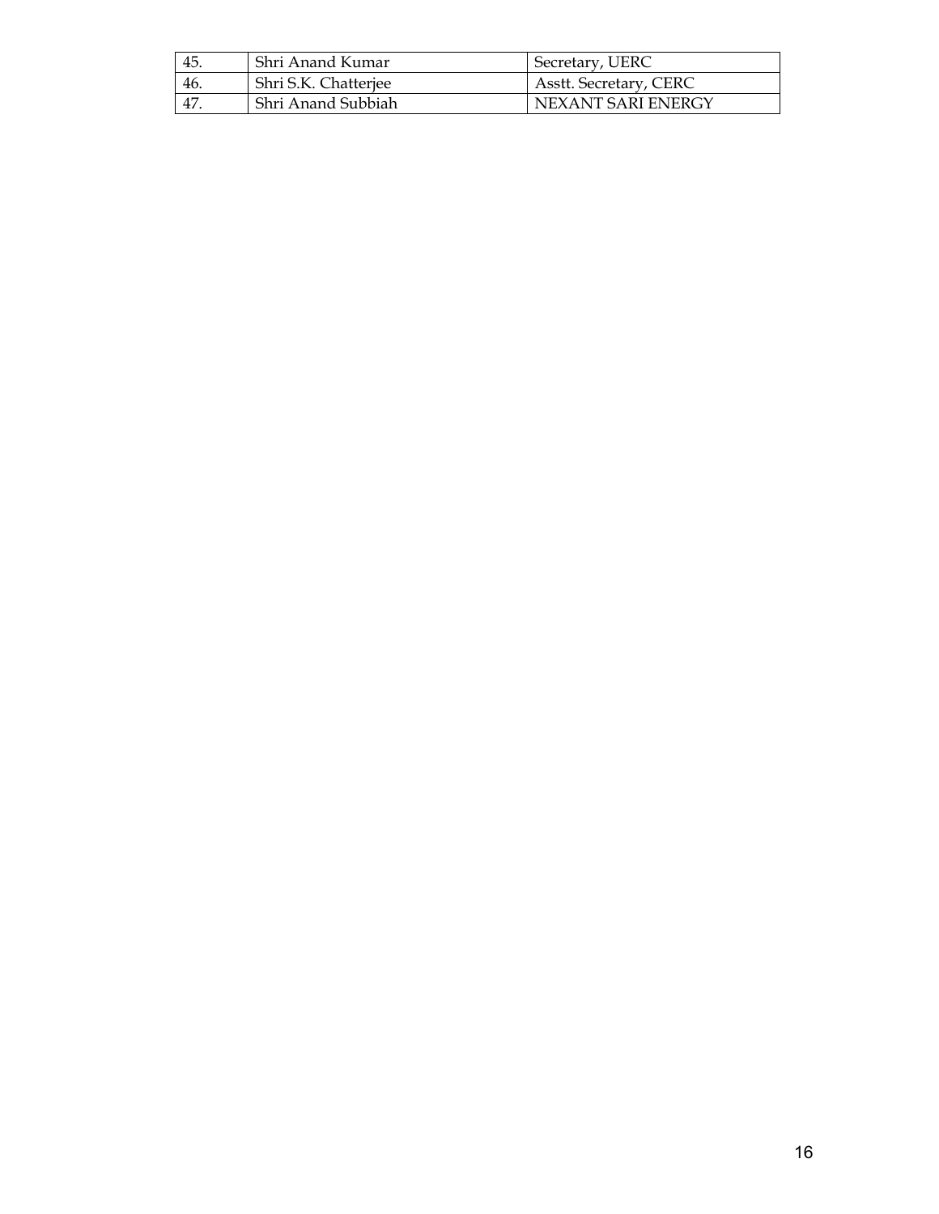| | | |
|---|---|---|
| 45. | Shri Anand Kumar | Secretary, UERC |
| 46. | Shri S.K. Chatterjee | Asstt. Secretary, CERC |
| 47. | Shri Anand Subbiah | NEXANT SARI ENERGY |